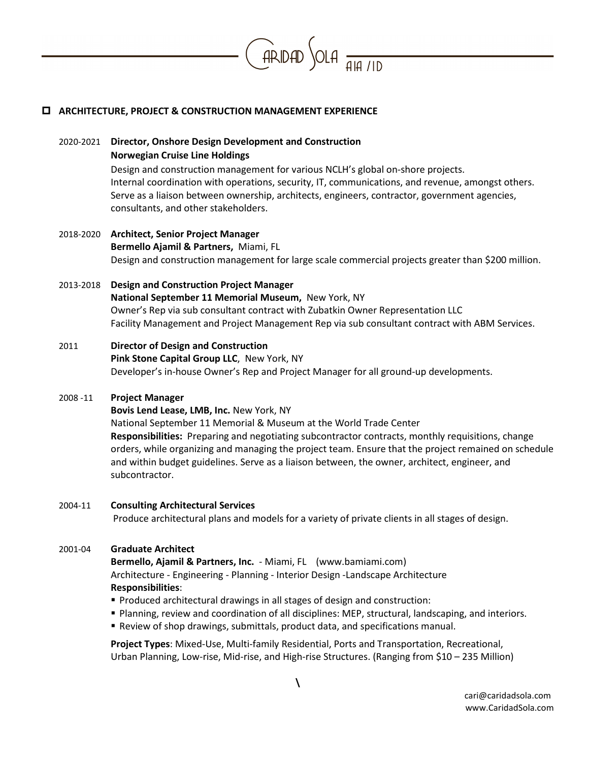# Caridad Sola AIA /ID

## ☐ ARCHITECTURE, PROJECT & CONSTRUCTION MANAGEMENT EXPERIENCE

2020-2021 **Director, Onshore Design Development and Construction**
**Norwegian Cruise Line Holdings**
Design and construction management for various NCLH's global on-shore projects.
Internal coordination with operations, security, IT, communications, and revenue, amongst others.
Serve as a liaison between ownership, architects, engineers, contractor, government agencies, consultants, and other stakeholders.

2018-2020 **Architect, Senior Project Manager**
**Bermello Ajamil & Partners,** Miami, FL
Design and construction management for large scale commercial projects greater than $200 million.

2013-2018 **Design and Construction Project Manager**
**National September 11 Memorial Museum,** New York, NY
Owner's Rep via sub consultant contract with Zubatkin Owner Representation LLC
Facility Management and Project Management Rep via sub consultant contract with ABM Services.

2011 **Director of Design and Construction**
**Pink Stone Capital Group LLC**, New York, NY
Developer's in-house Owner's Rep and Project Manager for all ground-up developments.

2008 -11 **Project Manager**
**Bovis Lend Lease, LMB, Inc.** New York, NY
National September 11 Memorial & Museum at the World Trade Center
**Responsibilities:** Preparing and negotiating subcontractor contracts, monthly requisitions, change orders, while organizing and managing the project team. Ensure that the project remained on schedule and within budget guidelines. Serve as a liaison between, the owner, architect, engineer, and subcontractor.

2004-11 **Consulting Architectural Services**
Produce architectural plans and models for a variety of private clients in all stages of design.

2001-04 **Graduate Architect**
**Bermello, Ajamil & Partners, Inc.** - Miami, FL (www.bamiami.com)
Architecture - Engineering - Planning - Interior Design -Landscape Architecture
**Responsibilities**:

- Produced architectural drawings in all stages of design and construction:
- Planning, review and coordination of all disciplines: MEP, structural, landscaping, and interiors.
- Review of shop drawings, submittals, product data, and specifications manual.

**Project Types**: Mixed-Use, Multi-family Residential, Ports and Transportation, Recreational, Urban Planning, Low-rise, Mid-rise, and High-rise Structures. (Ranging from $10 – 235 Million)

\

cari@caridadsola.com
www.CaridadSola.com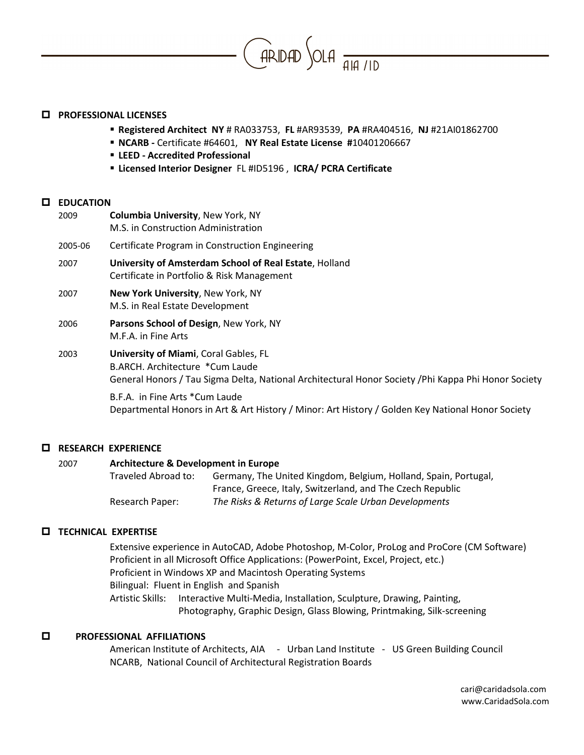# Caridad Sola AIA / ID

## PROFESSIONAL LICENSES

- **Registered Architect NY** # RA033753, **FL** #AR93539, **PA** #RA404516, **NJ** #21AI01862700
- **NCARB -** Certificate #64601, **NY Real Estate License #**10401206667
- **LEED - Accredited Professional**
- **Licensed Interior Designer** FL #ID5196 , **ICRA/ PCRA Certificate**

## EDUCATION

2009 **Columbia University**, New York, NY
M.S. in Construction Administration

2005-06 Certificate Program in Construction Engineering

2007 **University of Amsterdam School of Real Estate**, Holland
Certificate in Portfolio & Risk Management

2007 **New York University**, New York, NY
M.S. in Real Estate Development

2006 **Parsons School of Design**, New York, NY
M.F.A. in Fine Arts

2003 **University of Miami**, Coral Gables, FL
B.ARCH. Architecture *Cum Laude
General Honors / Tau Sigma Delta, National Architectural Honor Society /Phi Kappa Phi Honor Society

B.F.A. in Fine Arts *Cum Laude
Departmental Honors in Art & Art History / Minor: Art History / Golden Key National Honor Society

## RESEARCH EXPERIENCE

2007 **Architecture & Development in Europe**

Traveled Abroad to: Germany, The United Kingdom, Belgium, Holland, Spain, Portugal, France, Greece, Italy, Switzerland, and The Czech Republic

Research Paper: *The Risks & Returns of Large Scale Urban Developments*

## TECHNICAL EXPERTISE

Extensive experience in AutoCAD, Adobe Photoshop, M-Color, ProLog and ProCore (CM Software)
Proficient in all Microsoft Office Applications: (PowerPoint, Excel, Project, etc.)
Proficient in Windows XP and Macintosh Operating Systems
Bilingual: Fluent in English and Spanish
Artistic Skills: Interactive Multi-Media, Installation, Sculpture, Drawing, Painting, Photography, Graphic Design, Glass Blowing, Printmaking, Silk-screening

## PROFESSIONAL AFFILIATIONS

American Institute of Architects, AIA - Urban Land Institute - US Green Building Council
NCARB, National Council of Architectural Registration Boards

cari@caridadsola.com
www.CaridadSola.com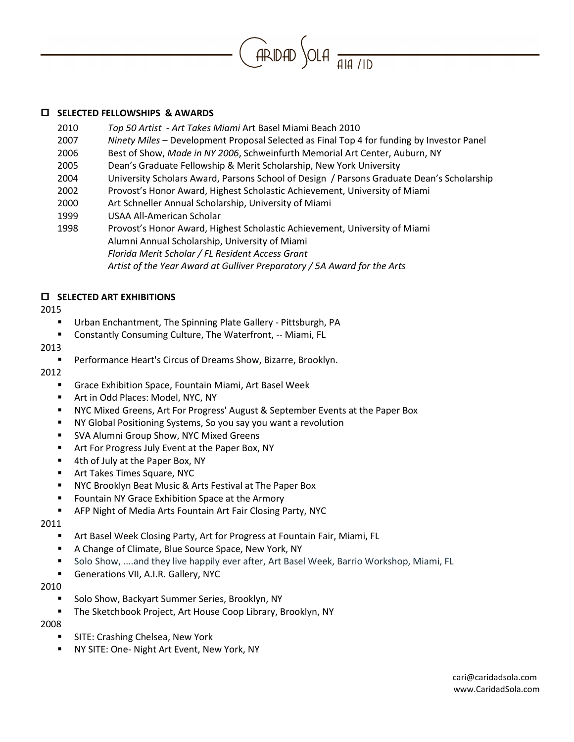## SELECTED FELLOWSHIPS & AWARDS

| | |
|---|---|
| 2010 | *Top 50 Artist - Art Takes Miami* Art Basel Miami Beach 2010 |
| 2007 | *Ninety Miles* – Development Proposal Selected as Final Top 4 for funding by Investor Panel |
| 2006 | Best of Show, *Made in NY 2006*, Schweinfurth Memorial Art Center, Auburn, NY |
| 2005 | Dean's Graduate Fellowship & Merit Scholarship, New York University |
| 2004 | University Scholars Award, Parsons School of Design / Parsons Graduate Dean's Scholarship |
| 2002 | Provost's Honor Award, Highest Scholastic Achievement, University of Miami |
| 2000 | Art Schneller Annual Scholarship, University of Miami |
| 1999 | USAA All-American Scholar |
| 1998 | Provost's Honor Award, Highest Scholastic Achievement, University of Miami |
| | Alumni Annual Scholarship, University of Miami |
| | *Florida Merit Scholar / FL Resident Access Grant* |
| | *Artist of the Year Award at Gulliver Preparatory / 5A Award for the Arts* |

## SELECTED ART EXHIBITIONS

2015

- Urban Enchantment, The Spinning Plate Gallery - Pittsburgh, PA
- Constantly Consuming Culture, The Waterfront, -- Miami, FL

2013

- Performance Heart's Circus of Dreams Show, Bizarre, Brooklyn.

2012

- Grace Exhibition Space, Fountain Miami, Art Basel Week
- Art in Odd Places: Model, NYC, NY
- NYC Mixed Greens, Art For Progress' August & September Events at the Paper Box
- NY Global Positioning Systems, So you say you want a revolution
- SVA Alumni Group Show, NYC Mixed Greens
- Art For Progress July Event at the Paper Box, NY
- 4th of July at the Paper Box, NY
- Art Takes Times Square, NYC
- NYC Brooklyn Beat Music & Arts Festival at The Paper Box
- Fountain NY Grace Exhibition Space at the Armory
- AFP Night of Media Arts Fountain Art Fair Closing Party, NYC

2011

- Art Basel Week Closing Party, Art for Progress at Fountain Fair, Miami, FL
- A Change of Climate, Blue Source Space, New York, NY
- Solo Show, ….and they live happily ever after, Art Basel Week, Barrio Workshop, Miami, FL
- Generations VII, A.I.R. Gallery, NYC

2010

- Solo Show, Backyart Summer Series, Brooklyn, NY
- The Sketchbook Project, Art House Coop Library, Brooklyn, NY

2008

- SITE: Crashing Chelsea, New York
- NY SITE: One- Night Art Event, New York, NY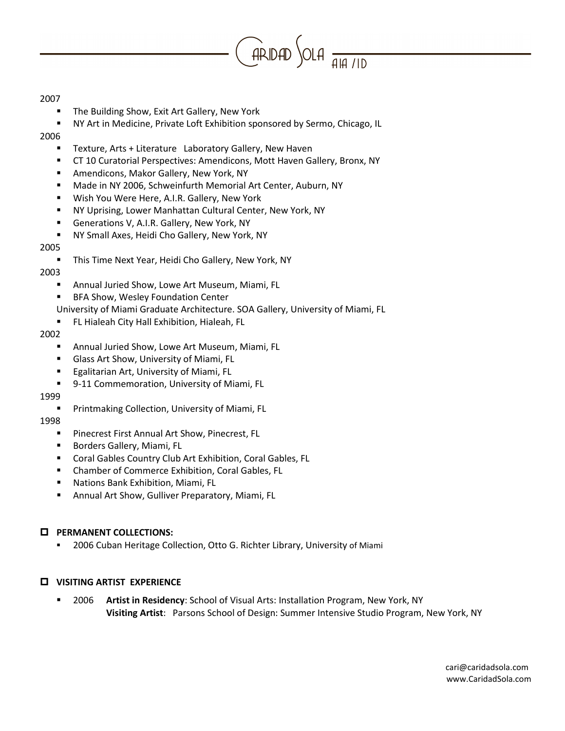2007

- The Building Show, Exit Art Gallery, New York
- NY Art in Medicine, Private Loft Exhibition sponsored by Sermo, Chicago, IL

2006

- Texture, Arts + Literature Laboratory Gallery, New Haven
- CT 10 Curatorial Perspectives: Amendicons, Mott Haven Gallery, Bronx, NY
- Amendicons, Makor Gallery, New York, NY
- Made in NY 2006, Schweinfurth Memorial Art Center, Auburn, NY
- Wish You Were Here, A.I.R. Gallery, New York
- NY Uprising, Lower Manhattan Cultural Center, New York, NY
- Generations V, A.I.R. Gallery, New York, NY
- NY Small Axes, Heidi Cho Gallery, New York, NY

2005

- This Time Next Year, Heidi Cho Gallery, New York, NY

2003

- Annual Juried Show, Lowe Art Museum, Miami, FL
- BFA Show, Wesley Foundation Center

University of Miami Graduate Architecture. SOA Gallery, University of Miami, FL

- FL Hialeah City Hall Exhibition, Hialeah, FL

2002

- Annual Juried Show, Lowe Art Museum, Miami, FL
- Glass Art Show, University of Miami, FL
- Egalitarian Art, University of Miami, FL
- 9-11 Commemoration, University of Miami, FL

1999

- Printmaking Collection, University of Miami, FL

1998

- Pinecrest First Annual Art Show, Pinecrest, FL
- Borders Gallery, Miami, FL
- Coral Gables Country Club Art Exhibition, Coral Gables, FL
- Chamber of Commerce Exhibition, Coral Gables, FL
- Nations Bank Exhibition, Miami, FL
- Annual Art Show, Gulliver Preparatory, Miami, FL

## PERMANENT COLLECTIONS:

- 2006 Cuban Heritage Collection, Otto G. Richter Library, University of Miami

## VISITING ARTIST EXPERIENCE

- 2006 **Artist in Residency**: School of Visual Arts: Installation Program, New York, NY
  **Visiting Artist**: Parsons School of Design: Summer Intensive Studio Program, New York, NY

cari@caridadsola.com
www.CaridadSola.com